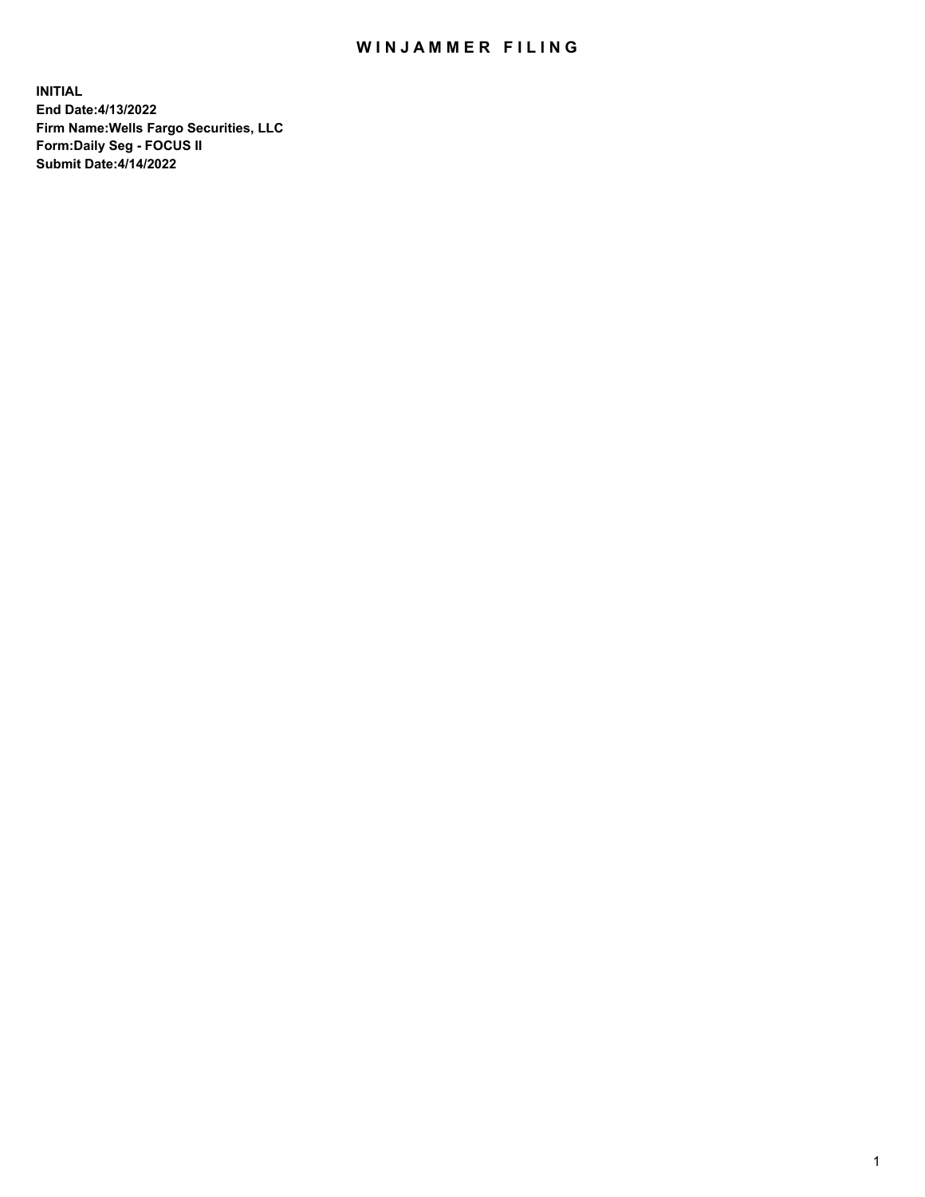# WINJAMMER FILING

**INITIAL**
**End Date:4/13/2022**
**Firm Name:Wells Fargo Securities, LLC**
**Form:Daily Seg - FOCUS II**
**Submit Date:4/14/2022**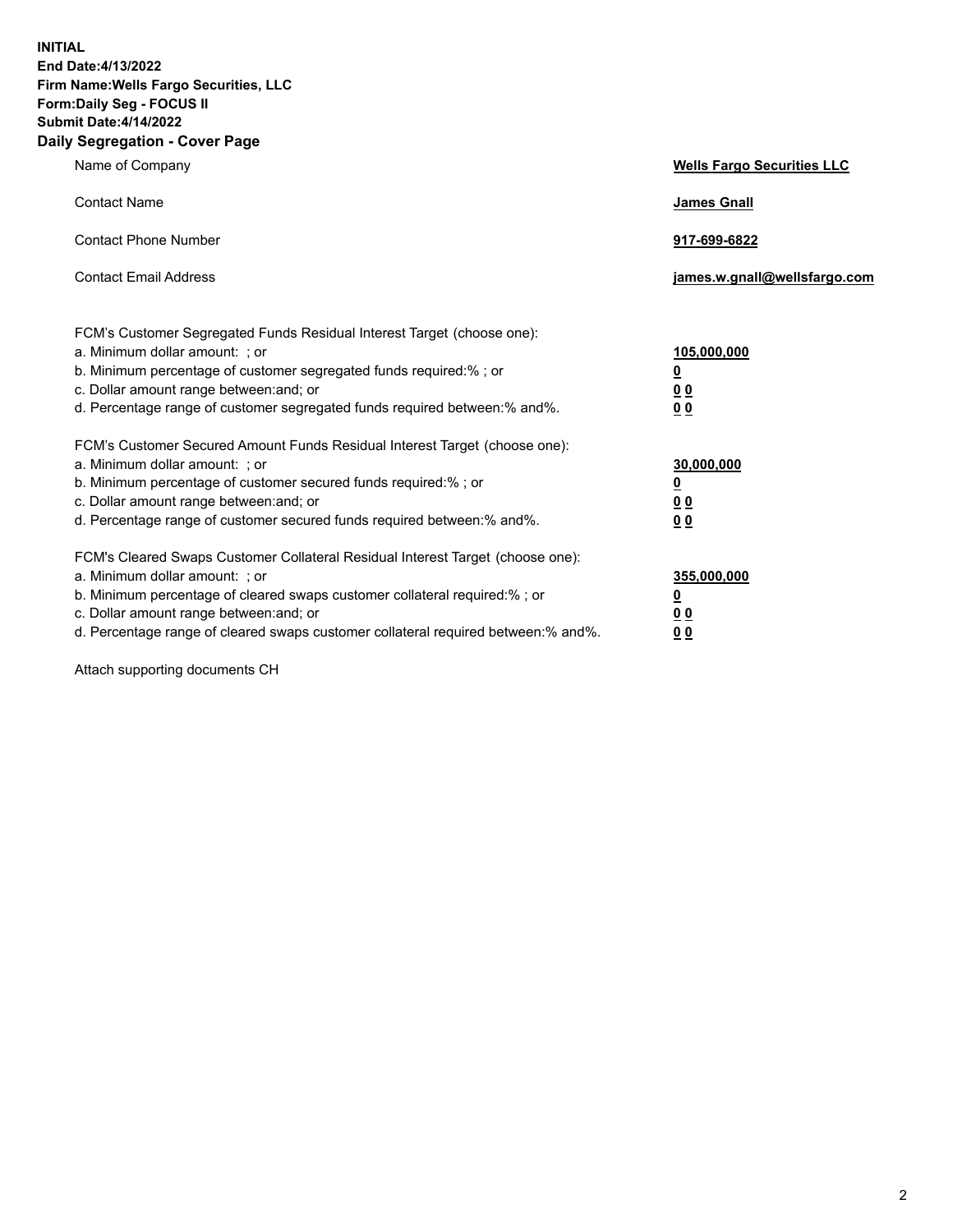**INITIAL**
**End Date:4/13/2022**
**Firm Name:Wells Fargo Securities, LLC**
**Form:Daily Seg - FOCUS II**
**Submit Date:4/14/2022**

## Daily Segregation - Cover Page

| | |
|---|---|
| Name of Company | **Wells Fargo Securities LLC** |
| Contact Name | **James Gnall** |
| Contact Phone Number | **917-699-6822** |
| Contact Email Address | **james.w.gnall@wellsfargo.com** |

| | |
|---|---|
| FCM's Customer Segregated Funds Residual Interest Target (choose one): | |
| a. Minimum dollar amount: ; or | **105,000,000** |
| b. Minimum percentage of customer segregated funds required:% ; or | **0** |
| c. Dollar amount range between:and; or | **0 0** |
| d. Percentage range of customer segregated funds required between:% and%. | **0 0** |
| FCM's Customer Secured Amount Funds Residual Interest Target (choose one): | |
| a. Minimum dollar amount: ; or | **30,000,000** |
| b. Minimum percentage of customer secured funds required:% ; or | **0** |
| c. Dollar amount range between:and; or | **0 0** |
| d. Percentage range of customer secured funds required between:% and%. | **0 0** |
| FCM's Cleared Swaps Customer Collateral Residual Interest Target (choose one): | |
| a. Minimum dollar amount: ; or | **355,000,000** |
| b. Minimum percentage of cleared swaps customer collateral required:% ; or | **0** |
| c. Dollar amount range between:and; or | **0 0** |
| d. Percentage range of cleared swaps customer collateral required between:% and%. | **0 0** |

Attach supporting documents CH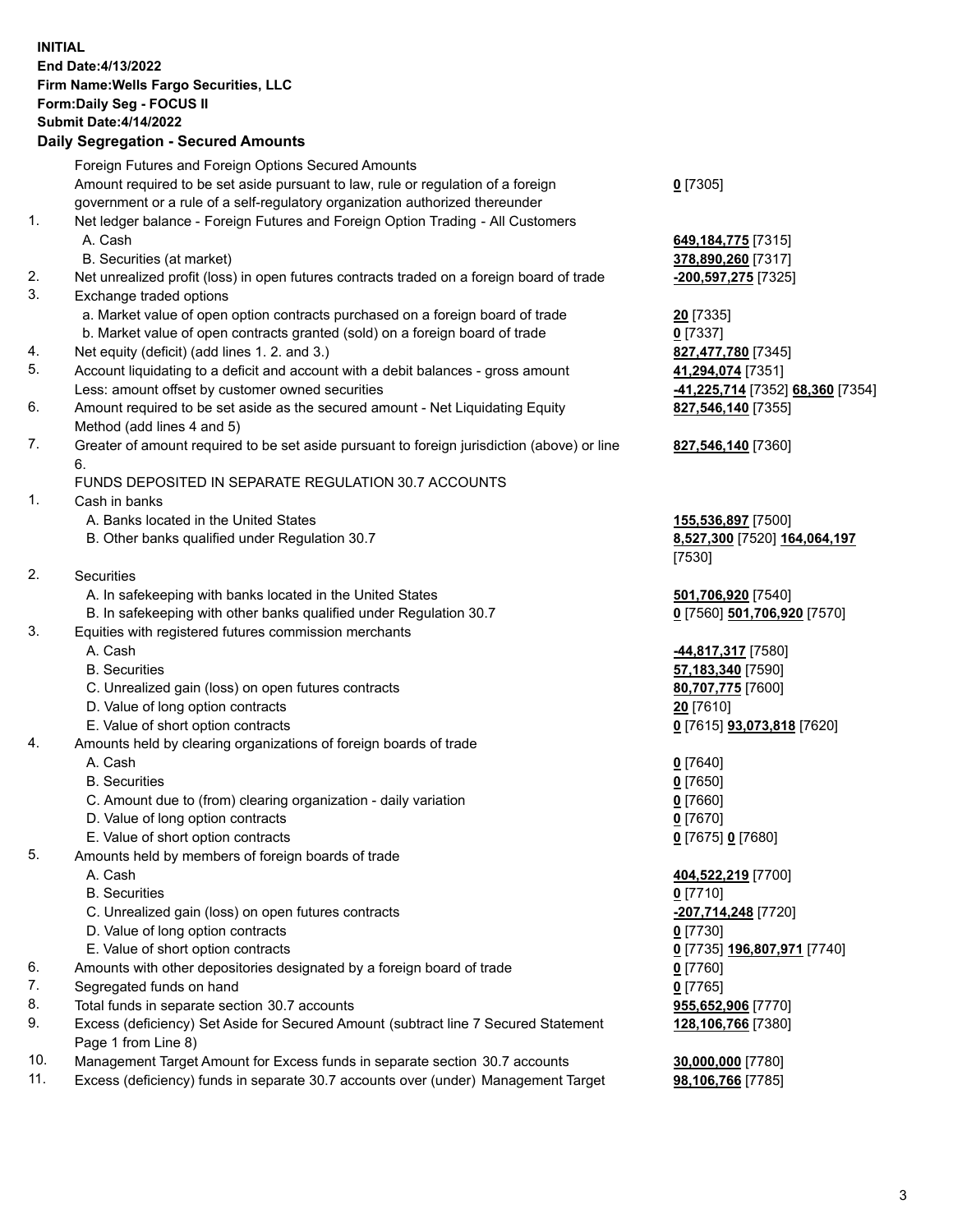**INITIAL**
**End Date:4/13/2022**
**Firm Name:Wells Fargo Securities, LLC**
**Form:Daily Seg - FOCUS II**
**Submit Date:4/14/2022**

## Daily Segregation - Secured Amounts

| | | |
|---|---|---|
| | Foreign Futures and Foreign Options Secured Amounts | |
| | Amount required to be set aside pursuant to law, rule or regulation of a foreign government or a rule of a self-regulatory organization authorized thereunder | **0** [7305] |
| 1. | Net ledger balance - Foreign Futures and Foreign Option Trading - All Customers | |
| | A. Cash | **649,184,775** [7315] |
| | B. Securities (at market) | **378,890,260** [7317] |
| 2. | Net unrealized profit (loss) in open futures contracts traded on a foreign board of trade | **-200,597,275** [7325] |
| 3. | Exchange traded options | |
| | a. Market value of open option contracts purchased on a foreign board of trade | **20** [7335] |
| | b. Market value of open contracts granted (sold) on a foreign board of trade | **0** [7337] |
| 4. | Net equity (deficit) (add lines 1. 2. and 3.) | **827,477,780** [7345] |
| 5. | Account liquidating to a deficit and account with a debit balances - gross amount | **41,294,074** [7351] |
| | Less: amount offset by customer owned securities | **-41,225,714** [7352] **68,360** [7354] |
| 6. | Amount required to be set aside as the secured amount - Net Liquidating Equity Method (add lines 4 and 5) | **827,546,140** [7355] |
| 7. | Greater of amount required to be set aside pursuant to foreign jurisdiction (above) or line 6. | **827,546,140** [7360] |
| | FUNDS DEPOSITED IN SEPARATE REGULATION 30.7 ACCOUNTS | |
| 1. | Cash in banks | |
| | A. Banks located in the United States | **155,536,897** [7500] |
| | B. Other banks qualified under Regulation 30.7 | **8,527,300** [7520] **164,064,197** [7530] |
| 2. | Securities | |
| | A. In safekeeping with banks located in the United States | **501,706,920** [7540] |
| | B. In safekeeping with other banks qualified under Regulation 30.7 | **0** [7560] **501,706,920** [7570] |
| 3. | Equities with registered futures commission merchants | |
| | A. Cash | **-44,817,317** [7580] |
| | B. Securities | **57,183,340** [7590] |
| | C. Unrealized gain (loss) on open futures contracts | **80,707,775** [7600] |
| | D. Value of long option contracts | **20** [7610] |
| | E. Value of short option contracts | **0** [7615] **93,073,818** [7620] |
| 4. | Amounts held by clearing organizations of foreign boards of trade | |
| | A. Cash | **0** [7640] |
| | B. Securities | **0** [7650] |
| | C. Amount due to (from) clearing organization - daily variation | **0** [7660] |
| | D. Value of long option contracts | **0** [7670] |
| | E. Value of short option contracts | **0** [7675] **0** [7680] |
| 5. | Amounts held by members of foreign boards of trade | |
| | A. Cash | **404,522,219** [7700] |
| | B. Securities | **0** [7710] |
| | C. Unrealized gain (loss) on open futures contracts | **-207,714,248** [7720] |
| | D. Value of long option contracts | **0** [7730] |
| | E. Value of short option contracts | **0** [7735] **196,807,971** [7740] |
| 6. | Amounts with other depositories designated by a foreign board of trade | **0** [7760] |
| 7. | Segregated funds on hand | **0** [7765] |
| 8. | Total funds in separate section 30.7 accounts | **955,652,906** [7770] |
| 9. | Excess (deficiency) Set Aside for Secured Amount (subtract line 7 Secured Statement Page 1 from Line 8) | **128,106,766** [7380] |
| 10. | Management Target Amount for Excess funds in separate section 30.7 accounts | **30,000,000** [7780] |
| 11. | Excess (deficiency) funds in separate 30.7 accounts over (under) Management Target | **98,106,766** [7785] |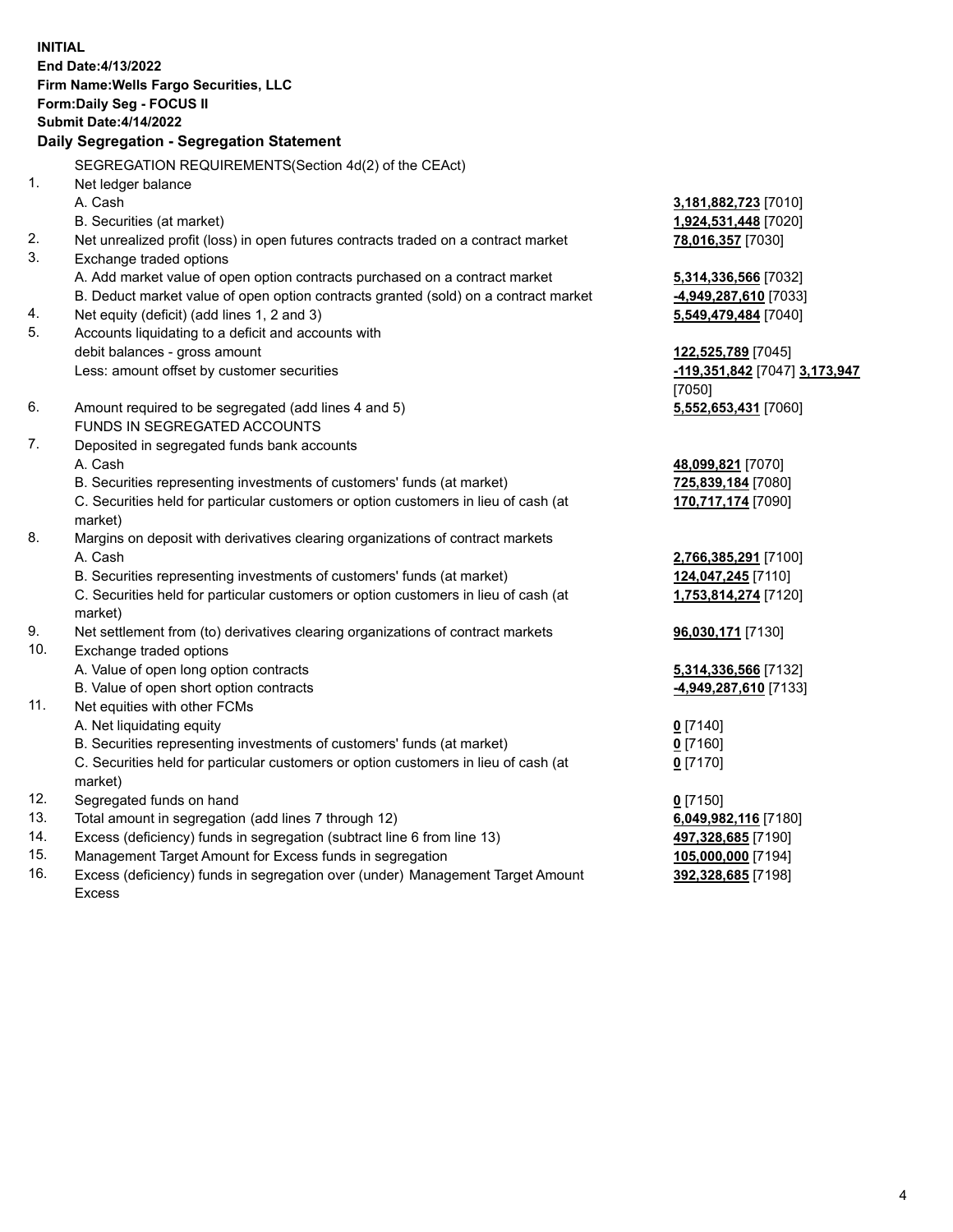**INITIAL**
**End Date:4/13/2022**
**Firm Name:Wells Fargo Securities, LLC**
**Form:Daily Seg - FOCUS II**
**Submit Date:4/14/2022**

### Daily Segregation - Segregation Statement

| | | |
|---|---|---|
| | SEGREGATION REQUIREMENTS(Section 4d(2) of the CEAct) | |
| 1. | Net ledger balance | |
| | A. Cash | **3,181,882,723** [7010] |
| | B. Securities (at market) | **1,924,531,448** [7020] |
| 2. | Net unrealized profit (loss) in open futures contracts traded on a contract market | **78,016,357** [7030] |
| 3. | Exchange traded options | |
| | A. Add market value of open option contracts purchased on a contract market | **5,314,336,566** [7032] |
| | B. Deduct market value of open option contracts granted (sold) on a contract market | **-4,949,287,610** [7033] |
| 4. | Net equity (deficit) (add lines 1, 2 and 3) | **5,549,479,484** [7040] |
| 5. | Accounts liquidating to a deficit and accounts with debit balances - gross amount | **122,525,789** [7045] |
| | Less: amount offset by customer securities | **-119,351,842** [7047] **3,173,947** [7050] |
| 6. | Amount required to be segregated (add lines 4 and 5) | **5,552,653,431** [7060] |
| | FUNDS IN SEGREGATED ACCOUNTS | |
| 7. | Deposited in segregated funds bank accounts | |
| | A. Cash | **48,099,821** [7070] |
| | B. Securities representing investments of customers' funds (at market) | **725,839,184** [7080] |
| | C. Securities held for particular customers or option customers in lieu of cash (at market) | **170,717,174** [7090] |
| 8. | Margins on deposit with derivatives clearing organizations of contract markets | |
| | A. Cash | **2,766,385,291** [7100] |
| | B. Securities representing investments of customers' funds (at market) | **124,047,245** [7110] |
| | C. Securities held for particular customers or option customers in lieu of cash (at market) | **1,753,814,274** [7120] |
| 9. | Net settlement from (to) derivatives clearing organizations of contract markets | **96,030,171** [7130] |
| 10. | Exchange traded options | |
| | A. Value of open long option contracts | **5,314,336,566** [7132] |
| | B. Value of open short option contracts | **-4,949,287,610** [7133] |
| 11. | Net equities with other FCMs | |
| | A. Net liquidating equity | **0** [7140] |
| | B. Securities representing investments of customers' funds (at market) | **0** [7160] |
| | C. Securities held for particular customers or option customers in lieu of cash (at market) | **0** [7170] |
| 12. | Segregated funds on hand | **0** [7150] |
| 13. | Total amount in segregation (add lines 7 through 12) | **6,049,982,116** [7180] |
| 14. | Excess (deficiency) funds in segregation (subtract line 6 from line 13) | **497,328,685** [7190] |
| 15. | Management Target Amount for Excess funds in segregation | **105,000,000** [7194] |
| 16. | Excess (deficiency) funds in segregation over (under) Management Target Amount Excess | **392,328,685** [7198] |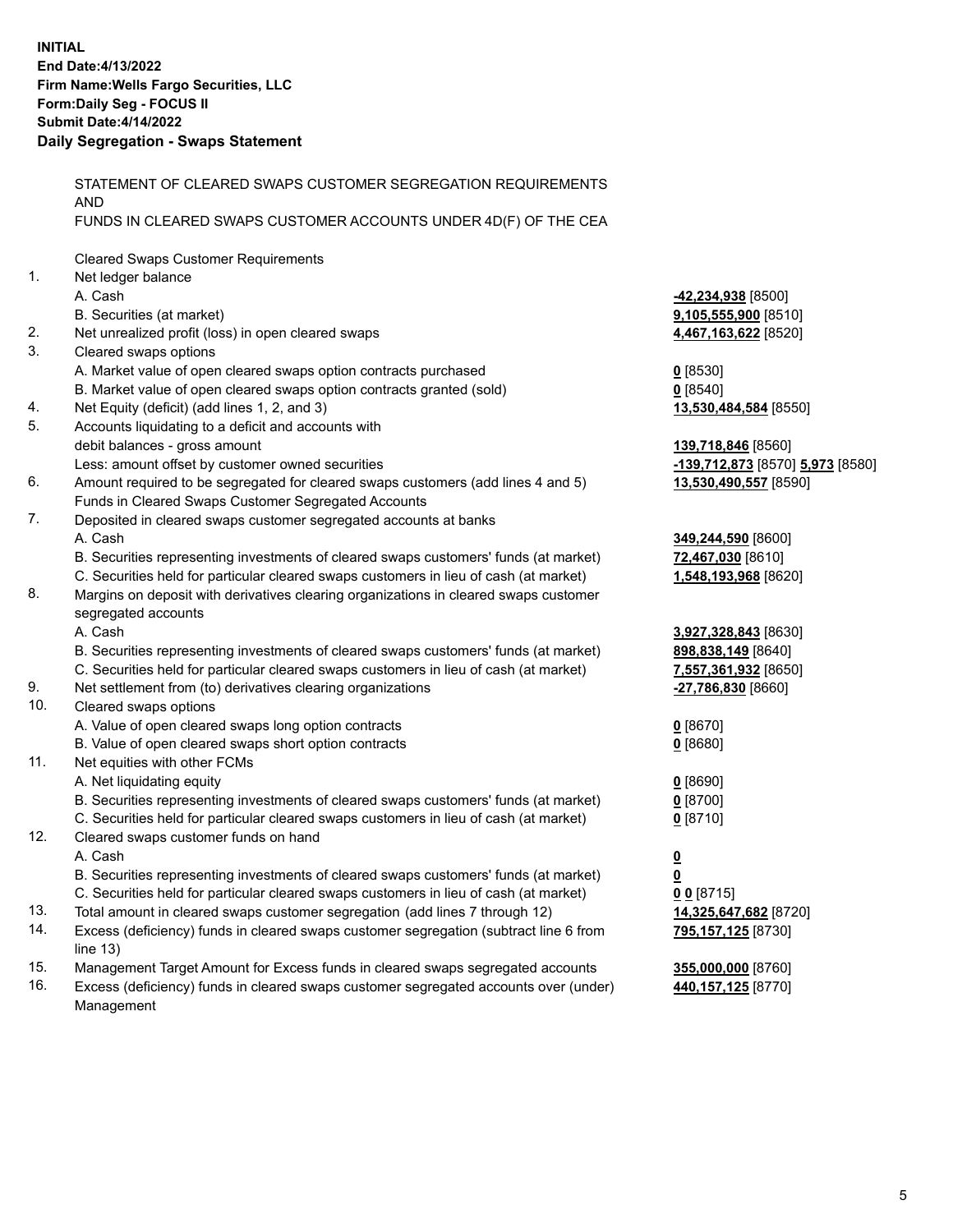**INITIAL**
**End Date:4/13/2022**
**Firm Name:Wells Fargo Securities, LLC**
**Form:Daily Seg - FOCUS II**
**Submit Date:4/14/2022**
**Daily Segregation - Swaps Statement**

STATEMENT OF CLEARED SWAPS CUSTOMER SEGREGATION REQUIREMENTS AND FUNDS IN CLEARED SWAPS CUSTOMER ACCOUNTS UNDER 4D(F) OF THE CEA

| | | |
|---|---|---|
| | Cleared Swaps Customer Requirements | |
| 1. | Net ledger balance | |
| | A. Cash | **-42,234,938** [8500] |
| | B. Securities (at market) | **9,105,555,900** [8510] |
| 2. | Net unrealized profit (loss) in open cleared swaps | **4,467,163,622** [8520] |
| 3. | Cleared swaps options | |
| | A. Market value of open cleared swaps option contracts purchased | **0** [8530] |
| | B. Market value of open cleared swaps option contracts granted (sold) | **0** [8540] |
| 4. | Net Equity (deficit) (add lines 1, 2, and 3) | **13,530,484,584** [8550] |
| 5. | Accounts liquidating to a deficit and accounts with debit balances - gross amount | **139,718,846** [8560] |
| | Less: amount offset by customer owned securities | **-139,712,873** [8570] **5,973** [8580] |
| 6. | Amount required to be segregated for cleared swaps customers (add lines 4 and 5) | **13,530,490,557** [8590] |
| | Funds in Cleared Swaps Customer Segregated Accounts | |
| 7. | Deposited in cleared swaps customer segregated accounts at banks | |
| | A. Cash | **349,244,590** [8600] |
| | B. Securities representing investments of cleared swaps customers' funds (at market) | **72,467,030** [8610] |
| | C. Securities held for particular cleared swaps customers in lieu of cash (at market) | **1,548,193,968** [8620] |
| 8. | Margins on deposit with derivatives clearing organizations in cleared swaps customer segregated accounts | |
| | A. Cash | **3,927,328,843** [8630] |
| | B. Securities representing investments of cleared swaps customers' funds (at market) | **898,838,149** [8640] |
| | C. Securities held for particular cleared swaps customers in lieu of cash (at market) | **7,557,361,932** [8650] |
| 9. | Net settlement from (to) derivatives clearing organizations | **-27,786,830** [8660] |
| 10. | Cleared swaps options | |
| | A. Value of open cleared swaps long option contracts | **0** [8670] |
| | B. Value of open cleared swaps short option contracts | **0** [8680] |
| 11. | Net equities with other FCMs | |
| | A. Net liquidating equity | **0** [8690] |
| | B. Securities representing investments of cleared swaps customers' funds (at market) | **0** [8700] |
| | C. Securities held for particular cleared swaps customers in lieu of cash (at market) | **0** [8710] |
| 12. | Cleared swaps customer funds on hand | |
| | A. Cash | **0** |
| | B. Securities representing investments of cleared swaps customers' funds (at market) | **0** |
| | C. Securities held for particular cleared swaps customers in lieu of cash (at market) | **0** **0** [8715] |
| 13. | Total amount in cleared swaps customer segregation (add lines 7 through 12) | **14,325,647,682** [8720] |
| 14. | Excess (deficiency) funds in cleared swaps customer segregation (subtract line 6 from line 13) | **795,157,125** [8730] |
| 15. | Management Target Amount for Excess funds in cleared swaps segregated accounts | **355,000,000** [8760] |
| 16. | Excess (deficiency) funds in cleared swaps customer segregated accounts over (under) Management | **440,157,125** [8770] |